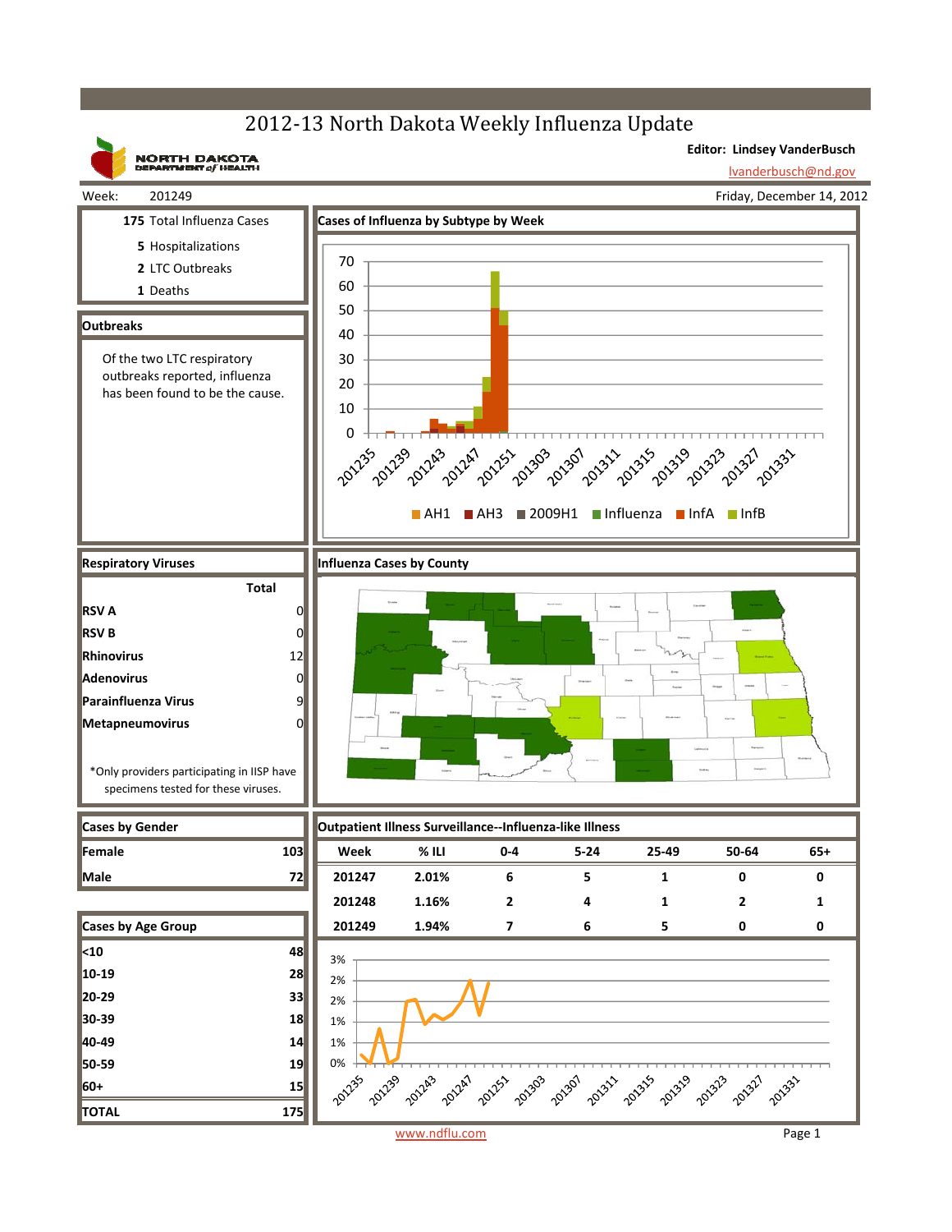# 2012-13 North Dakota Weekly Influenza Update

NORTH DAKOTA DEPARTMENT of HEALTH

**Editor: Lindsey VanderBusch**

lvanderbusch@nd.gov

Week: 201249

Friday, December 14, 2012

**175** Total Influenza Cases

**5** Hospitalizations

**2** LTC Outbreaks

**1** Deaths

## Outbreaks

Of the two LTC respiratory outbreaks reported, influenza has been found to be the cause.

## Cases of Influenza by Subtype by Week

AH1 | AH3 | 2009H1 | Influenza | InfA | InfB

## Respiratory Viruses

| | Total |
|---|---|
| **RSV A** | 0 |
| **RSV B** | 0 |
| **Rhinovirus** | 12 |
| **Adenovirus** | 0 |
| **Parainfluenza Virus** | 9 |
| **Metapneumovirus** | 0 |

*Only providers participating in IISP have specimens tested for these viruses.

## Influenza Cases by County

## Cases by Gender

| | |
|---|---|
| **Female** | 103 |
| **Male** | 72 |

## Cases by Age Group

| | |
|---|---|
| **<10** | 48 |
| **10-19** | 28 |
| **20-29** | 33 |
| **30-39** | 18 |
| **40-49** | 14 |
| **50-59** | 19 |
| **60+** | 15 |
| **TOTAL** | 175 |

## Outpatient Illness Surveillance--Influenza-like Illness

| Week | % ILI | 0-4 | 5-24 | 25-49 | 50-64 | 65+ |
|---|---|---|---|---|---|---|
| 201247 | 2.01% | 6 | 5 | 1 | 0 | 0 |
| 201248 | 1.16% | 2 | 4 | 1 | 2 | 1 |
| 201249 | 1.94% | 7 | 6 | 5 | 0 | 0 |

www.ndflu.com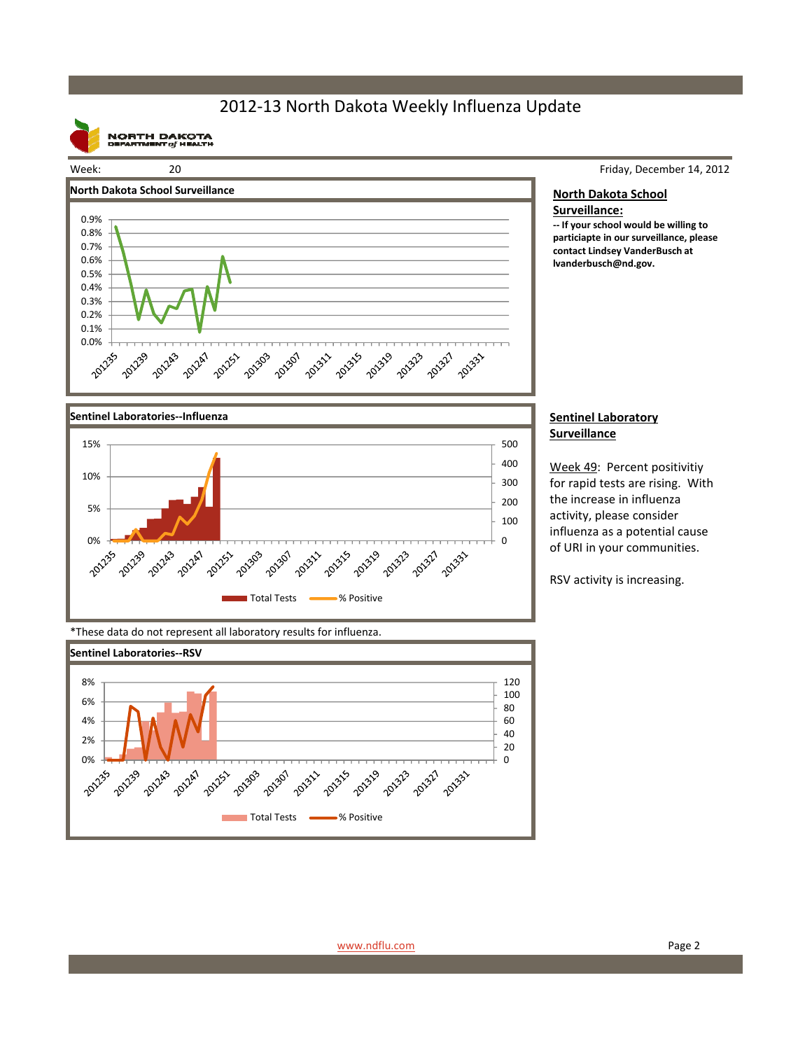# 2012-13 North Dakota Weekly Influenza Update

NORTH DAKOTA DEPARTMENT of HEALTH

Week: 20

Friday, December 14, 2012

## North Dakota School Surveillance

0.9%
0.8%
0.7%
0.6%
0.5%
0.4%
0.3%
0.2%
0.1%
0.0%

201235 201239 201243 201247 201251 201303 201307 201311 201315 201319 201323 201327 201331

**North Dakota School Surveillance:**

**-- If your school would be willing to particiapte in our surveillance, please contact Lindsey VanderBusch at lvanderbusch@nd.gov.**

## Sentinel Laboratories--Influenza

15%
10%
5%
0%

500
400
300
200
100
0

201235 201239 201243 201247 201251 201303 201307 201311 201315 201319 201323 201327 201331

Total Tests   % Positive

*These data do not represent all laboratory results for influenza.

**Sentinel Laboratory Surveillance**

Week 49: Percent positivitiy for rapid tests are rising. With the increase in influenza activity, please consider influenza as a potential cause of URI in your communities.

RSV activity is increasing.

## Sentinel Laboratories--RSV

8%
6%
4%
2%
0%

120
100
80
60
40
20
0

201235 201239 201243 201247 201251 201303 201307 201311 201315 201319 201323 201327 201331

Total Tests   % Positive

www.ndflu.com